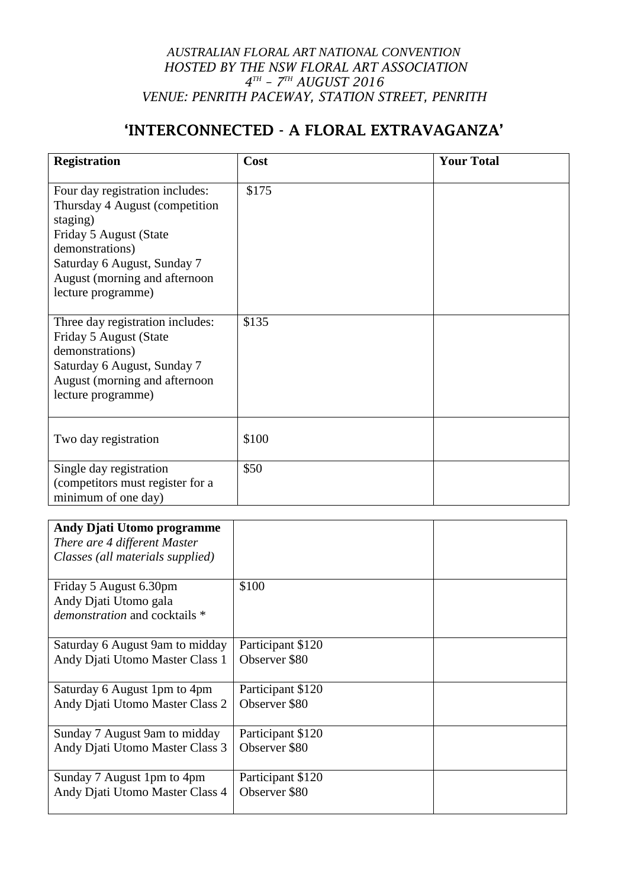*AUSTRALIAN FLORAL ART NATIONAL CONVENTION*
*HOSTED BY THE NSW FLORAL ART ASSOCIATION*
*4TH – 7TH AUGUST 2016*
*VENUE: PENRITH PACEWAY, STATION STREET, PENRITH*

# 'INTERCONNECTED - A FLORAL EXTRAVAGANZA'

| **Registration** | **Cost** | **Your Total** |
|---|---|---|
| Four day registration includes: Thursday 4 August (competition staging) Friday 5 August (State demonstrations) Saturday 6 August, Sunday 7 August (morning and afternoon lecture programme) | $175 | |
| Three day registration includes: Friday 5 August (State demonstrations) Saturday 6 August, Sunday 7 August (morning and afternoon lecture programme) | $135 | |
| Two day registration | $100 | |
| Single day registration (competitors must register for a minimum of one day) | $50 | |

| **Andy Djati Utomo programme** *There are 4 different Master Classes (all materials supplied)* | | |
|---|---|---|
| Friday 5 August 6.30pm Andy Djati Utomo gala *demonstration* and cocktails * | $100 | |
| Saturday 6 August 9am to midday Andy Djati Utomo Master Class 1 | Participant $120 Observer $80 | |
| Saturday 6 August 1pm to 4pm Andy Djati Utomo Master Class 2 | Participant $120 Observer $80 | |
| Sunday 7 August 9am to midday Andy Djati Utomo Master Class 3 | Participant $120 Observer $80 | |
| Sunday 7 August 1pm to 4pm Andy Djati Utomo Master Class 4 | Participant $120 Observer $80 | |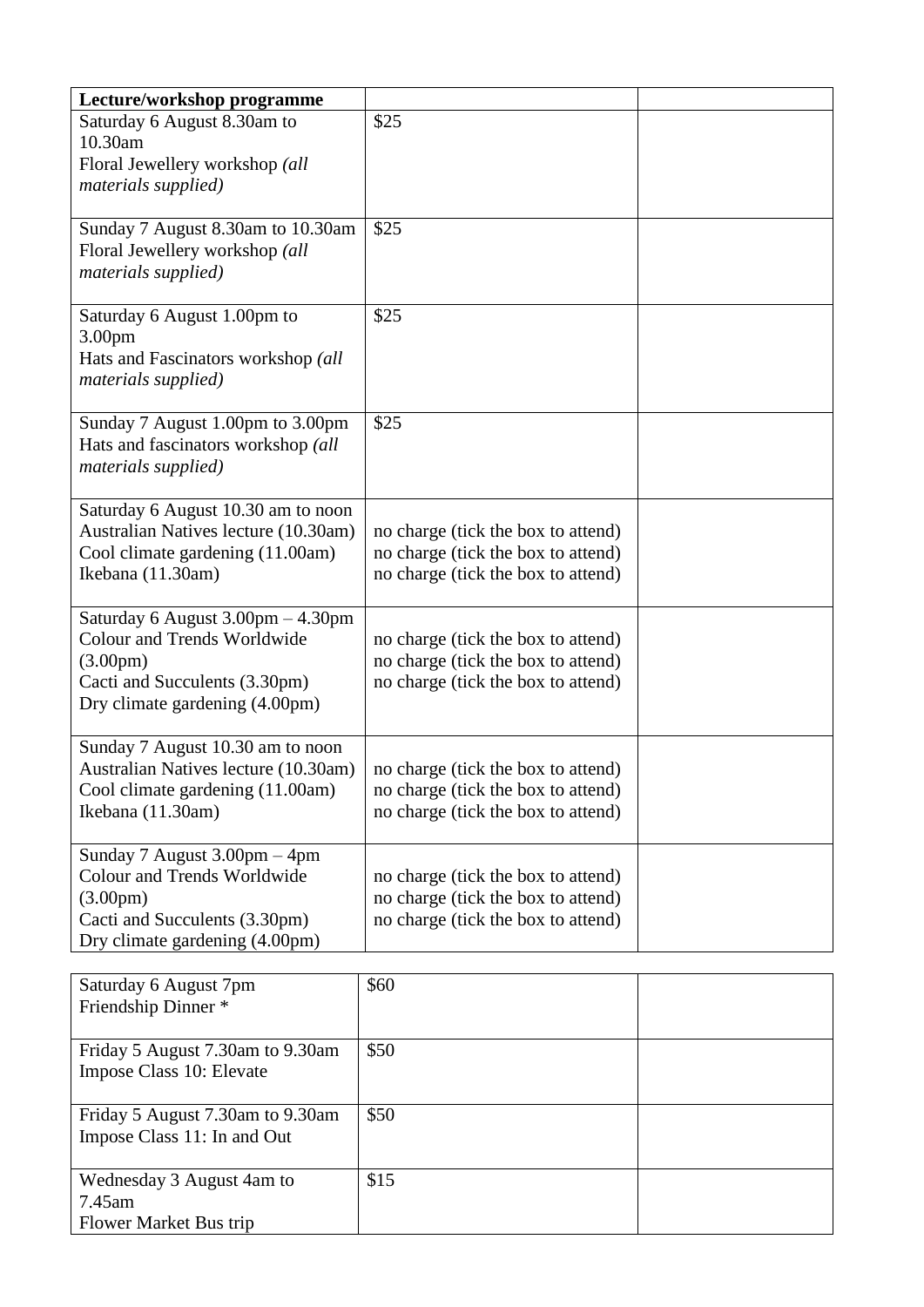| **Lecture/workshop programme** | | |
|---|---|---|
| Saturday 6 August 8.30am to 10.30am<br>Floral Jewellery workshop *(all materials supplied)* | $25 | |
| Sunday 7 August 8.30am to 10.30am<br>Floral Jewellery workshop *(all materials supplied)* | $25 | |
| Saturday 6 August 1.00pm to 3.00pm<br>Hats and Fascinators workshop *(all materials supplied)* | $25 | |
| Sunday 7 August 1.00pm to 3.00pm<br>Hats and fascinators workshop *(all materials supplied)* | $25 | |
| Saturday 6 August 10.30 am to noon<br>Australian Natives lecture (10.30am)<br>Cool climate gardening (11.00am)<br>Ikebana (11.30am) | <br>no charge (tick the box to attend)<br>no charge (tick the box to attend)<br>no charge (tick the box to attend) | |
| Saturday 6 August 3.00pm – 4.30pm<br>Colour and Trends Worldwide (3.00pm)<br>Cacti and Succulents (3.30pm)<br>Dry climate gardening (4.00pm) | <br>no charge (tick the box to attend)<br>no charge (tick the box to attend)<br>no charge (tick the box to attend) | |
| Sunday 7 August 10.30 am to noon<br>Australian Natives lecture (10.30am)<br>Cool climate gardening (11.00am)<br>Ikebana (11.30am) | <br>no charge (tick the box to attend)<br>no charge (tick the box to attend)<br>no charge (tick the box to attend) | |
| Sunday 7 August 3.00pm – 4pm<br>Colour and Trends Worldwide (3.00pm)<br>Cacti and Succulents (3.30pm)<br>Dry climate gardening (4.00pm) | <br>no charge (tick the box to attend)<br>no charge (tick the box to attend)<br>no charge (tick the box to attend) | |

| | | |
|---|---|---|
| Saturday 6 August 7pm<br>Friendship Dinner * | $60 | |
| Friday 5 August 7.30am to 9.30am<br>Impose Class 10: Elevate | $50 | |
| Friday 5 August 7.30am to 9.30am<br>Impose Class 11: In and Out | $50 | |
| Wednesday 3 August 4am to 7.45am<br>Flower Market Bus trip | $15 | |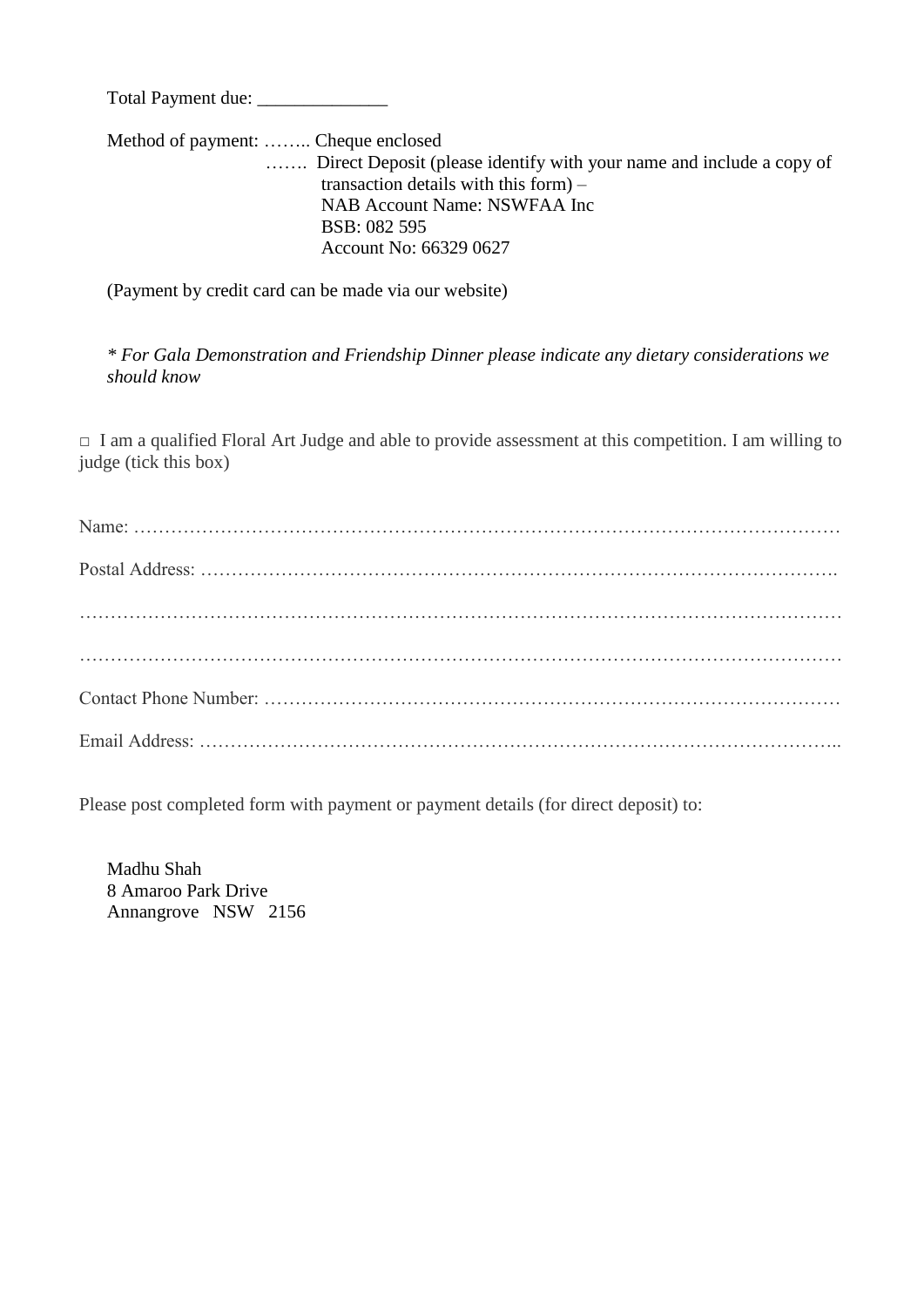Total Payment due: ______________

Method of payment: …….. Cheque enclosed

……. Direct Deposit (please identify with your name and include a copy of transaction details with this form) –
NAB Account Name: NSWFAA Inc
BSB: 082 595
Account No: 66329 0627

(Payment by credit card can be made via our website)

*\* For Gala Demonstration and Friendship Dinner please indicate any dietary considerations we should know*

□ I am a qualified Floral Art Judge and able to provide assessment at this competition. I am willing to judge (tick this box)

Name: …………………………………………………………………………………………………

Postal Address: ……………………………………………………………………………………….

…………………………………………………………………………………………………………

…………………………………………………………………………………………………………

Contact Phone Number: ………………………………………………………………………………

Email Address: ………………………………………………………………………………………..

Please post completed form with payment or payment details (for direct deposit) to:

Madhu Shah
8 Amaroo Park Drive
Annangrove NSW 2156